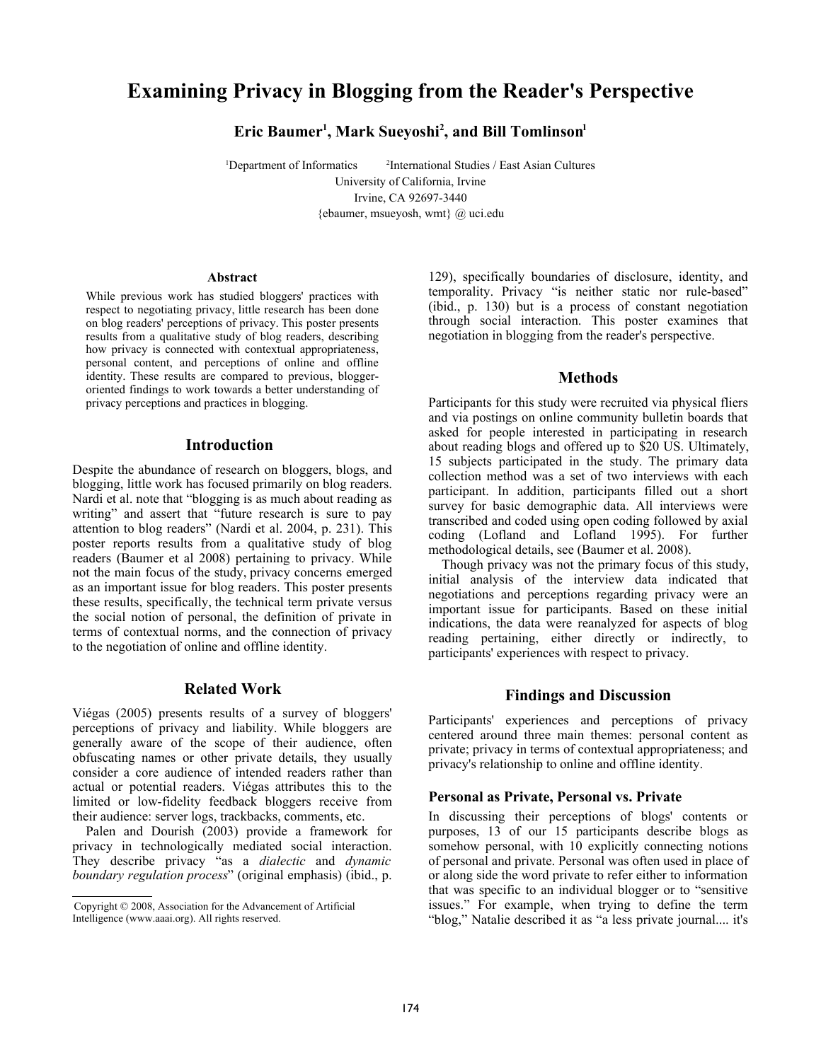# Examining Privacy in Blogging from the Reader's Perspective

**Eric Baumer[1], Mark Sueyoshi[2], and Bill Tomlinson[1]**

[1]Department of Informatics [2]International Studies / East Asian Cultures
University of California, Irvine
Irvine, CA 92697-3440
{ebaumer, msueyosh, wmt} @ uci.edu

### Abstract

While previous work has studied bloggers' practices with respect to negotiating privacy, little research has been done on blog readers' perceptions of privacy. This poster presents results from a qualitative study of blog readers, describing how privacy is connected with contextual appropriateness, personal content, and perceptions of online and offline identity. These results are compared to previous, blogger-oriented findings to work towards a better understanding of privacy perceptions and practices in blogging.

## Introduction

Despite the abundance of research on bloggers, blogs, and blogging, little work has focused primarily on blog readers. Nardi et al. note that "blogging is as much about reading as writing" and assert that "future research is sure to pay attention to blog readers" (Nardi et al. 2004, p. 231). This poster reports results from a qualitative study of blog readers (Baumer et al 2008) pertaining to privacy. While not the main focus of the study, privacy concerns emerged as an important issue for blog readers. This poster presents these results, specifically, the technical term private versus the social notion of personal, the definition of private in terms of contextual norms, and the connection of privacy to the negotiation of online and offline identity.

## Related Work

Viégas (2005) presents results of a survey of bloggers' perceptions of privacy and liability. While bloggers are generally aware of the scope of their audience, often obfuscating names or other private details, they usually consider a core audience of intended readers rather than actual or potential readers. Viégas attributes this to the limited or low-fidelity feedback bloggers receive from their audience: server logs, trackbacks, comments, etc.

Palen and Dourish (2003) provide a framework for privacy in technologically mediated social interaction. They describe privacy "as a *dialectic* and *dynamic boundary regulation process*" (original emphasis) (ibid., p. 129), specifically boundaries of disclosure, identity, and temporality. Privacy "is neither static nor rule-based" (ibid., p. 130) but is a process of constant negotiation through social interaction. This poster examines that negotiation in blogging from the reader's perspective.

## Methods

Participants for this study were recruited via physical fliers and via postings on online community bulletin boards that asked for people interested in participating in research about reading blogs and offered up to $20 US. Ultimately, 15 subjects participated in the study. The primary data collection method was a set of two interviews with each participant. In addition, participants filled out a short survey for basic demographic data. All interviews were transcribed and coded using open coding followed by axial coding (Lofland and Lofland 1995). For further methodological details, see (Baumer et al. 2008).

Though privacy was not the primary focus of this study, initial analysis of the interview data indicated that negotiations and perceptions regarding privacy were an important issue for participants. Based on these initial indications, the data were reanalyzed for aspects of blog reading pertaining, either directly or indirectly, to participants' experiences with respect to privacy.

## Findings and Discussion

Participants' experiences and perceptions of privacy centered around three main themes: personal content as private; privacy in terms of contextual appropriateness; and privacy's relationship to online and offline identity.

### Personal as Private, Personal vs. Private

In discussing their perceptions of blogs' contents or purposes, 13 of our 15 participants describe blogs as somehow personal, with 10 explicitly connecting notions of personal and private. Personal was often used in place of or along side the word private to refer either to information that was specific to an individual blogger or to "sensitive issues." For example, when trying to define the term "blog," Natalie described it as "a less private journal.... it's

Copyright © 2008, Association for the Advancement of Artificial Intelligence (www.aaai.org). All rights reserved.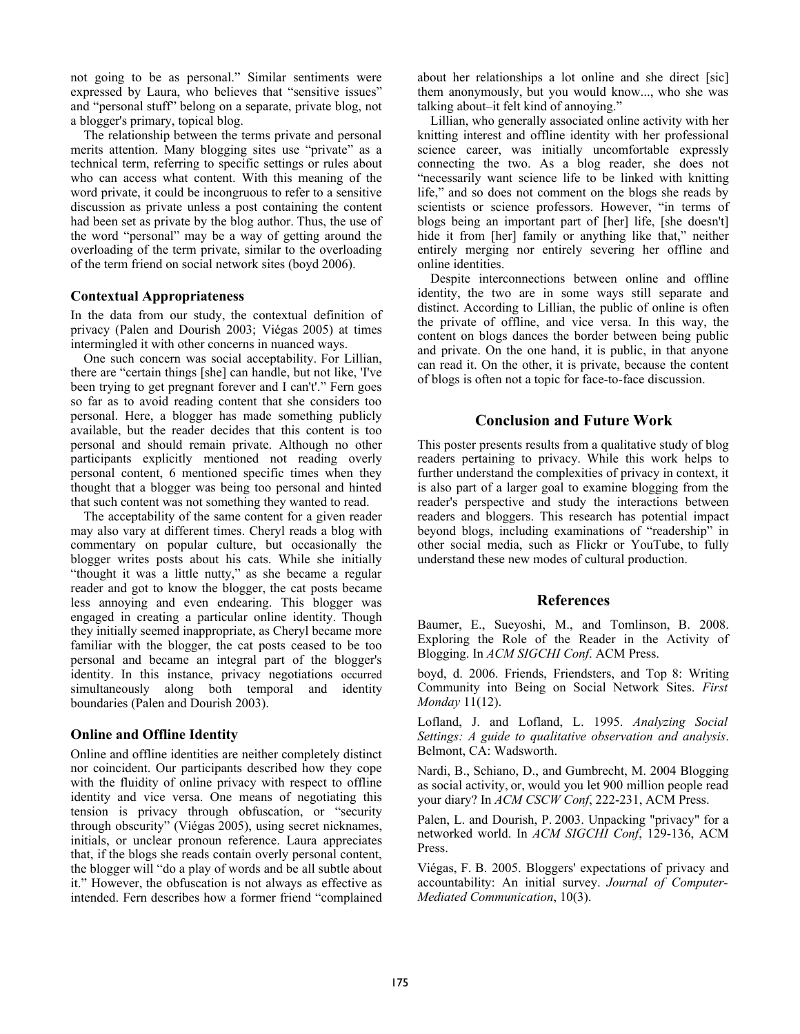not going to be as personal." Similar sentiments were expressed by Laura, who believes that "sensitive issues" and "personal stuff" belong on a separate, private blog, not a blogger's primary, topical blog.

The relationship between the terms private and personal merits attention. Many blogging sites use "private" as a technical term, referring to specific settings or rules about who can access what content. With this meaning of the word private, it could be incongruous to refer to a sensitive discussion as private unless a post containing the content had been set as private by the blog author. Thus, the use of the word "personal" may be a way of getting around the overloading of the term private, similar to the overloading of the term friend on social network sites (boyd 2006).

### Contextual Appropriateness

In the data from our study, the contextual definition of privacy (Palen and Dourish 2003; Viégas 2005) at times intermingled it with other concerns in nuanced ways.

One such concern was social acceptability. For Lillian, there are "certain things [she] can handle, but not like, 'I've been trying to get pregnant forever and I can't'." Fern goes so far as to avoid reading content that she considers too personal. Here, a blogger has made something publicly available, but the reader decides that this content is too personal and should remain private. Although no other participants explicitly mentioned not reading overly personal content, 6 mentioned specific times when they thought that a blogger was being too personal and hinted that such content was not something they wanted to read.

The acceptability of the same content for a given reader may also vary at different times. Cheryl reads a blog with commentary on popular culture, but occasionally the blogger writes posts about his cats. While she initially "thought it was a little nutty," as she became a regular reader and got to know the blogger, the cat posts became less annoying and even endearing. This blogger was engaged in creating a particular online identity. Though they initially seemed inappropriate, as Cheryl became more familiar with the blogger, the cat posts ceased to be too personal and became an integral part of the blogger's identity. In this instance, privacy negotiations occurred simultaneously along both temporal and identity boundaries (Palen and Dourish 2003).

### Online and Offline Identity

Online and offline identities are neither completely distinct nor coincident. Our participants described how they cope with the fluidity of online privacy with respect to offline identity and vice versa. One means of negotiating this tension is privacy through obfuscation, or "security through obscurity" (Viégas 2005), using secret nicknames, initials, or unclear pronoun reference. Laura appreciates that, if the blogs she reads contain overly personal content, the blogger will "do a play of words and be all subtle about it." However, the obfuscation is not always as effective as intended. Fern describes how a former friend "complained about her relationships a lot online and she direct [sic] them anonymously, but you would know..., who she was talking about–it felt kind of annoying."

Lillian, who generally associated online activity with her knitting interest and offline identity with her professional science career, was initially uncomfortable expressly connecting the two. As a blog reader, she does not "necessarily want science life to be linked with knitting life," and so does not comment on the blogs she reads by scientists or science professors. However, "in terms of blogs being an important part of [her] life, [she doesn't] hide it from [her] family or anything like that," neither entirely merging nor entirely severing her offline and online identities.

Despite interconnections between online and offline identity, the two are in some ways still separate and distinct. According to Lillian, the public of online is often the private of offline, and vice versa. In this way, the content on blogs dances the border between being public and private. On the one hand, it is public, in that anyone can read it. On the other, it is private, because the content of blogs is often not a topic for face-to-face discussion.

## Conclusion and Future Work

This poster presents results from a qualitative study of blog readers pertaining to privacy. While this work helps to further understand the complexities of privacy in context, it is also part of a larger goal to examine blogging from the reader's perspective and study the interactions between readers and bloggers. This research has potential impact beyond blogs, including examinations of "readership" in other social media, such as Flickr or YouTube, to fully understand these new modes of cultural production.

## References

Baumer, E., Sueyoshi, M., and Tomlinson, B. 2008. Exploring the Role of the Reader in the Activity of Blogging. In *ACM SIGCHI Conf*. ACM Press.

boyd, d. 2006. Friends, Friendsters, and Top 8: Writing Community into Being on Social Network Sites. *First Monday* 11(12).

Lofland, J. and Lofland, L. 1995. *Analyzing Social Settings: A guide to qualitative observation and analysis*. Belmont, CA: Wadsworth.

Nardi, B., Schiano, D., and Gumbrecht, M. 2004 Blogging as social activity, or, would you let 900 million people read your diary? In *ACM CSCW Conf*, 222-231, ACM Press.

Palen, L. and Dourish, P. 2003. Unpacking "privacy" for a networked world. In *ACM SIGCHI Conf*, 129-136, ACM Press.

Viégas, F. B. 2005. Bloggers' expectations of privacy and accountability: An initial survey. *Journal of Computer-Mediated Communication*, 10(3).